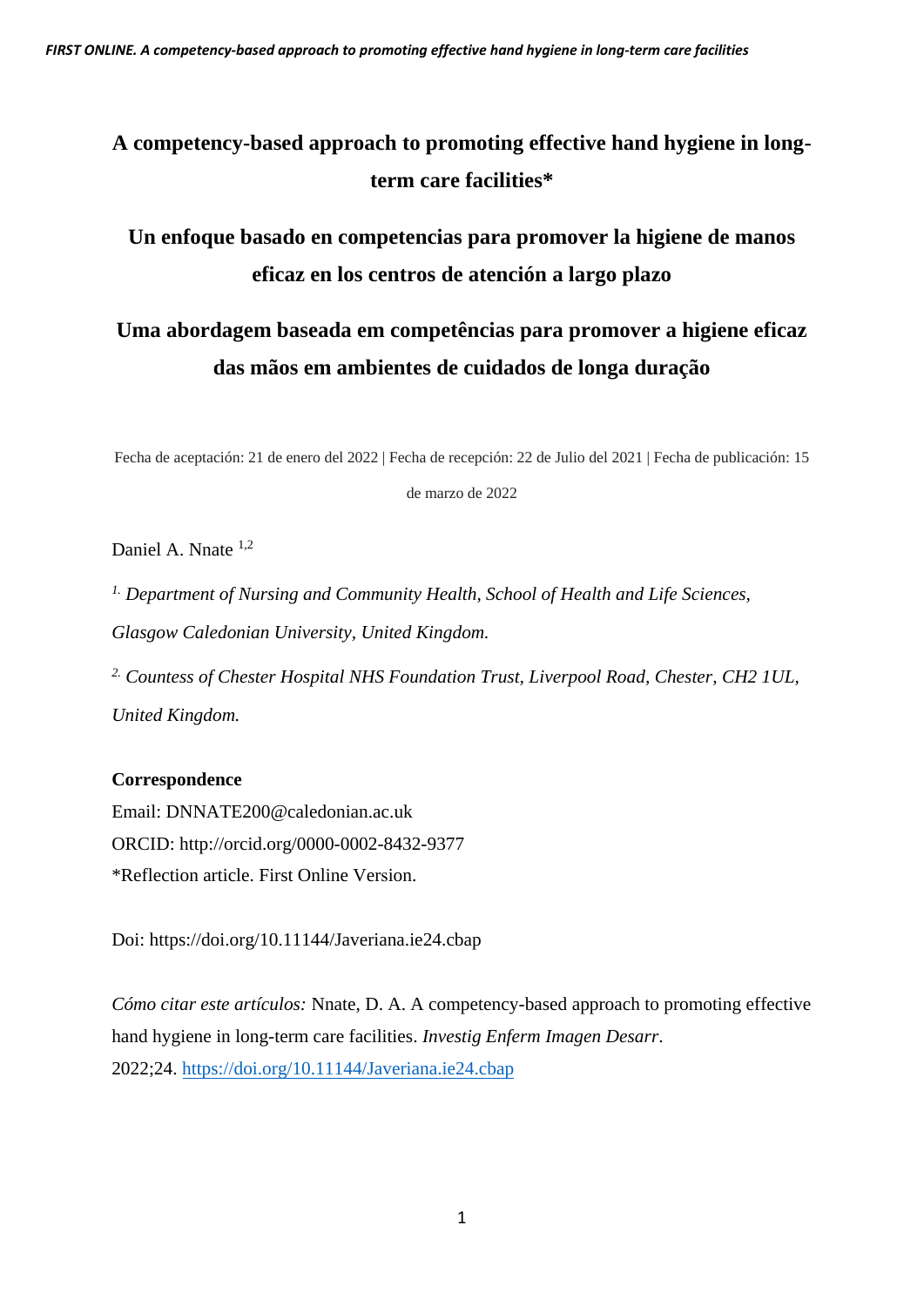# A competency-based approach to promoting effective hand hygiene in long-term care facilities*

# Un enfoque basado en competencias para promover la higiene de manos eficaz en los centros de atención a largo plazo

# Uma abordagem baseada em competências para promover a higiene eficaz das mãos em ambientes de cuidados de longa duração

Fecha de aceptación: 21 de enero del 2022 | Fecha de recepción: 22 de Julio del 2021 | Fecha de publicación: 15 de marzo de 2022

Daniel A. Nnate [1,2]

[1.] *Department of Nursing and Community Health, School of Health and Life Sciences, Glasgow Caledonian University, United Kingdom.*

[2.] *Countess of Chester Hospital NHS Foundation Trust, Liverpool Road, Chester, CH2 1UL, United Kingdom.*

**Correspondence**

Email: DNNATE200@caledonian.ac.uk

ORCID: http://orcid.org/0000-0002-8432-9377

*Reflection article. First Online Version.

Doi: https://doi.org/10.11144/Javeriana.ie24.cbap

*Cómo citar este artículos:* Nnate, D. A. A competency-based approach to promoting effective hand hygiene in long-term care facilities. *Investig Enferm Imagen Desarr*. 2022;24. https://doi.org/10.11144/Javeriana.ie24.cbap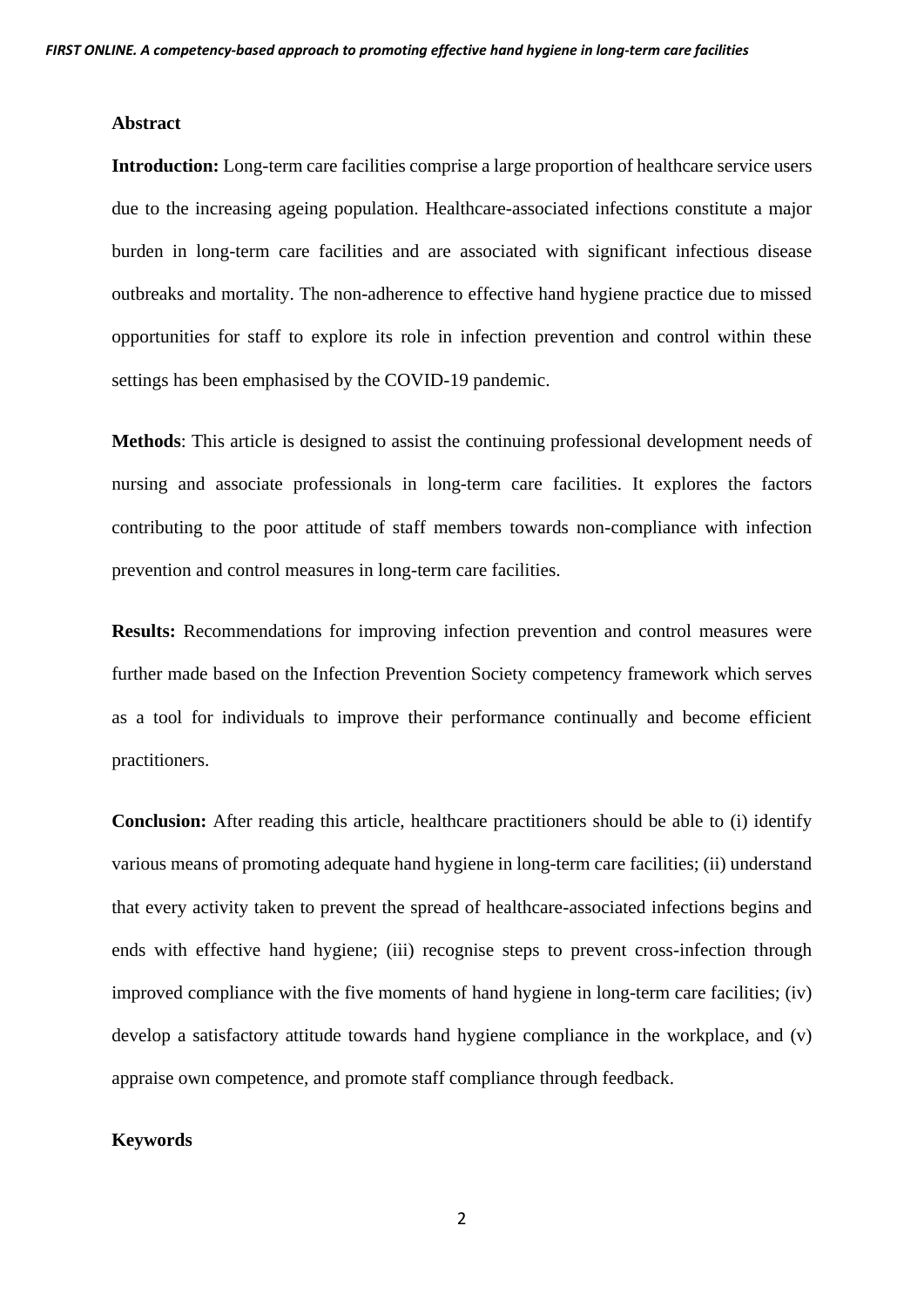## Abstract

**Introduction:** Long-term care facilities comprise a large proportion of healthcare service users due to the increasing ageing population. Healthcare-associated infections constitute a major burden in long-term care facilities and are associated with significant infectious disease outbreaks and mortality. The non-adherence to effective hand hygiene practice due to missed opportunities for staff to explore its role in infection prevention and control within these settings has been emphasised by the COVID-19 pandemic.

**Methods**: This article is designed to assist the continuing professional development needs of nursing and associate professionals in long-term care facilities. It explores the factors contributing to the poor attitude of staff members towards non-compliance with infection prevention and control measures in long-term care facilities.

**Results:** Recommendations for improving infection prevention and control measures were further made based on the Infection Prevention Society competency framework which serves as a tool for individuals to improve their performance continually and become efficient practitioners.

**Conclusion:** After reading this article, healthcare practitioners should be able to (i) identify various means of promoting adequate hand hygiene in long-term care facilities; (ii) understand that every activity taken to prevent the spread of healthcare-associated infections begins and ends with effective hand hygiene; (iii) recognise steps to prevent cross-infection through improved compliance with the five moments of hand hygiene in long-term care facilities; (iv) develop a satisfactory attitude towards hand hygiene compliance in the workplace, and (v) appraise own competence, and promote staff compliance through feedback.

## Keywords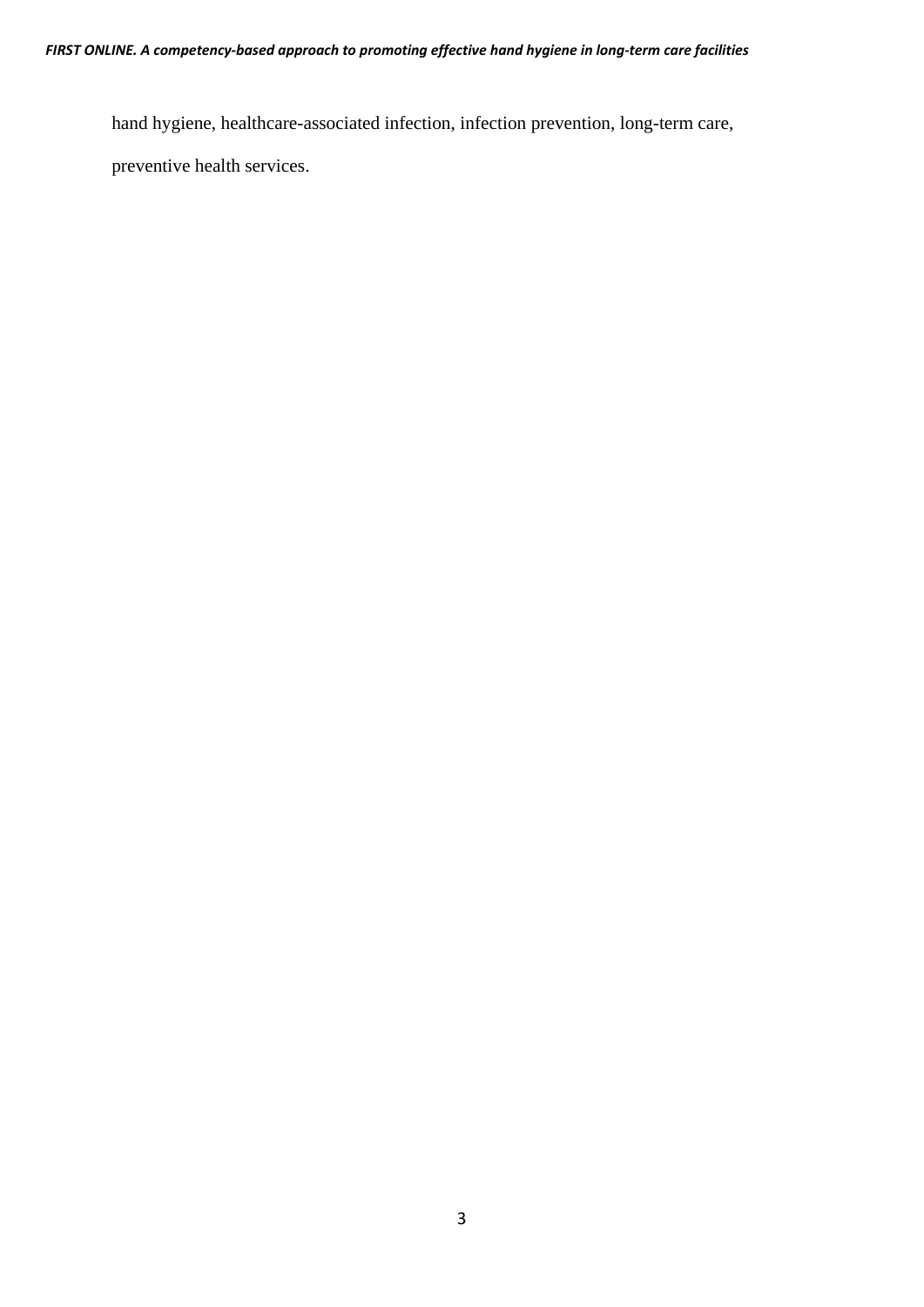hand hygiene, healthcare-associated infection, infection prevention, long-term care, preventive health services.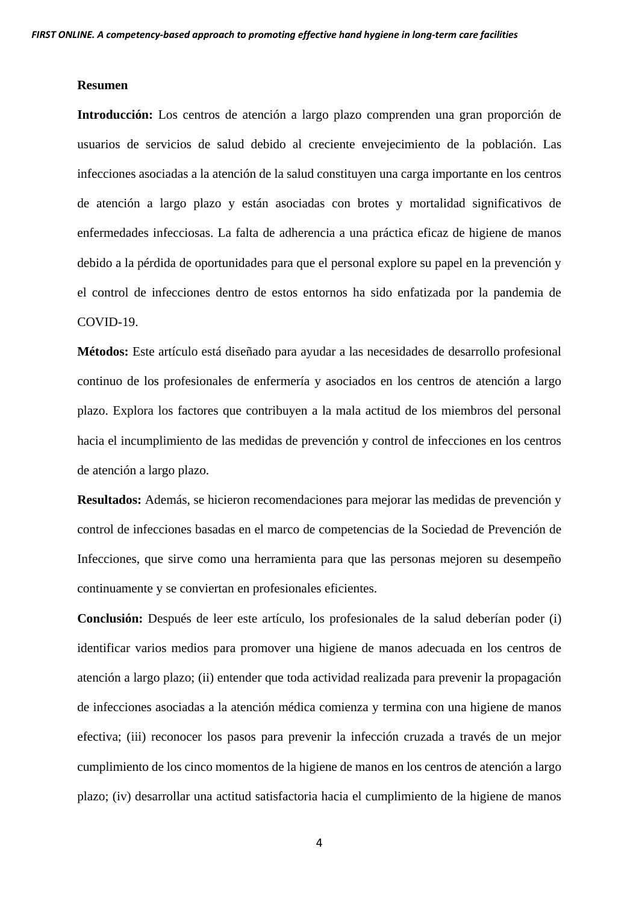**Resumen**

**Introducción:** Los centros de atención a largo plazo comprenden una gran proporción de usuarios de servicios de salud debido al creciente envejecimiento de la población. Las infecciones asociadas a la atención de la salud constituyen una carga importante en los centros de atención a largo plazo y están asociadas con brotes y mortalidad significativos de enfermedades infecciosas. La falta de adherencia a una práctica eficaz de higiene de manos debido a la pérdida de oportunidades para que el personal explore su papel en la prevención y el control de infecciones dentro de estos entornos ha sido enfatizada por la pandemia de COVID-19.

**Métodos:** Este artículo está diseñado para ayudar a las necesidades de desarrollo profesional continuo de los profesionales de enfermería y asociados en los centros de atención a largo plazo. Explora los factores que contribuyen a la mala actitud de los miembros del personal hacia el incumplimiento de las medidas de prevención y control de infecciones en los centros de atención a largo plazo.

**Resultados:** Además, se hicieron recomendaciones para mejorar las medidas de prevención y control de infecciones basadas en el marco de competencias de la Sociedad de Prevención de Infecciones, que sirve como una herramienta para que las personas mejoren su desempeño continuamente y se conviertan en profesionales eficientes.

**Conclusión:** Después de leer este artículo, los profesionales de la salud deberían poder (i) identificar varios medios para promover una higiene de manos adecuada en los centros de atención a largo plazo; (ii) entender que toda actividad realizada para prevenir la propagación de infecciones asociadas a la atención médica comienza y termina con una higiene de manos efectiva; (iii) reconocer los pasos para prevenir la infección cruzada a través de un mejor cumplimiento de los cinco momentos de la higiene de manos en los centros de atención a largo plazo; (iv) desarrollar una actitud satisfactoria hacia el cumplimiento de la higiene de manos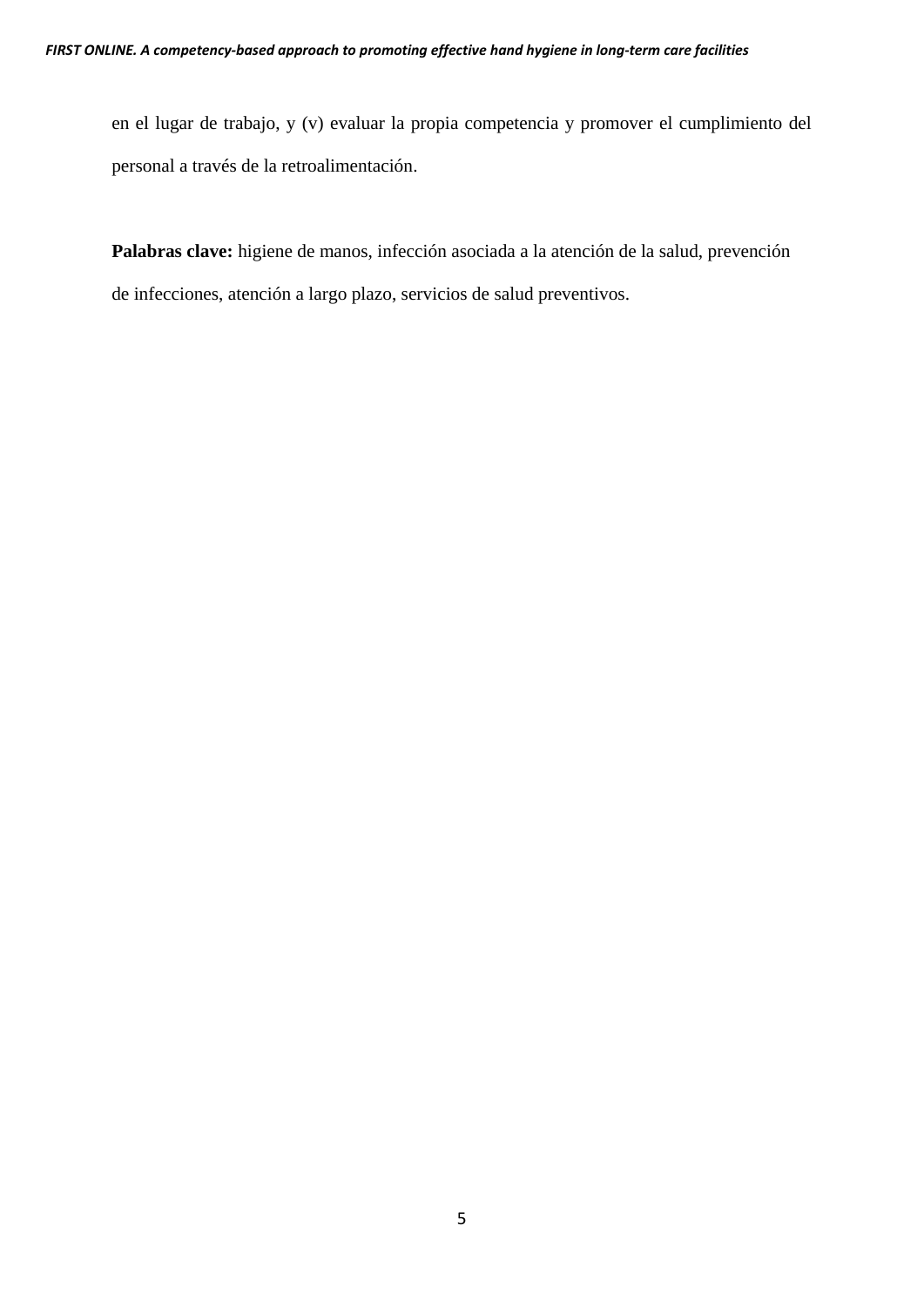en el lugar de trabajo, y (v) evaluar la propia competencia y promover el cumplimiento del personal a través de la retroalimentación.

**Palabras clave:** higiene de manos, infección asociada a la atención de la salud, prevención de infecciones, atención a largo plazo, servicios de salud preventivos.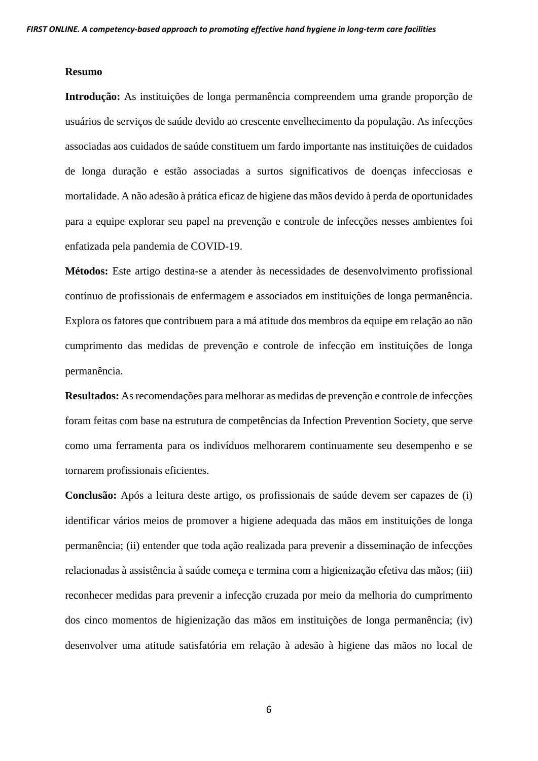**Resumo**

**Introdução:** As instituições de longa permanência compreendem uma grande proporção de usuários de serviços de saúde devido ao crescente envelhecimento da população. As infecções associadas aos cuidados de saúde constituem um fardo importante nas instituições de cuidados de longa duração e estão associadas a surtos significativos de doenças infecciosas e mortalidade. A não adesão à prática eficaz de higiene das mãos devido à perda de oportunidades para a equipe explorar seu papel na prevenção e controle de infecções nesses ambientes foi enfatizada pela pandemia de COVID-19.

**Métodos:** Este artigo destina-se a atender às necessidades de desenvolvimento profissional contínuo de profissionais de enfermagem e associados em instituições de longa permanência. Explora os fatores que contribuem para a má atitude dos membros da equipe em relação ao não cumprimento das medidas de prevenção e controle de infecção em instituições de longa permanência.

**Resultados:** As recomendações para melhorar as medidas de prevenção e controle de infecções foram feitas com base na estrutura de competências da Infection Prevention Society, que serve como uma ferramenta para os indivíduos melhorarem continuamente seu desempenho e se tornarem profissionais eficientes.

**Conclusão:** Após a leitura deste artigo, os profissionais de saúde devem ser capazes de (i) identificar vários meios de promover a higiene adequada das mãos em instituições de longa permanência; (ii) entender que toda ação realizada para prevenir a disseminação de infecções relacionadas à assistência à saúde começa e termina com a higienização efetiva das mãos; (iii) reconhecer medidas para prevenir a infecção cruzada por meio da melhoria do cumprimento dos cinco momentos de higienização das mãos em instituições de longa permanência; (iv) desenvolver uma atitude satisfatória em relação à adesão à higiene das mãos no local de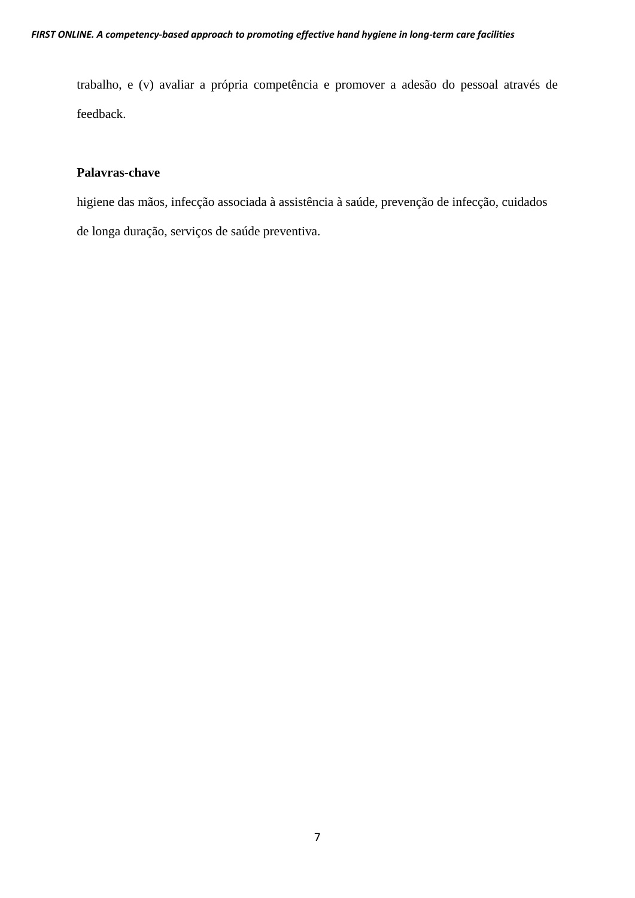trabalho, e (v) avaliar a própria competência e promover a adesão do pessoal através de feedback.

**Palavras-chave**

higiene das mãos, infecção associada à assistência à saúde, prevenção de infecção, cuidados de longa duração, serviços de saúde preventiva.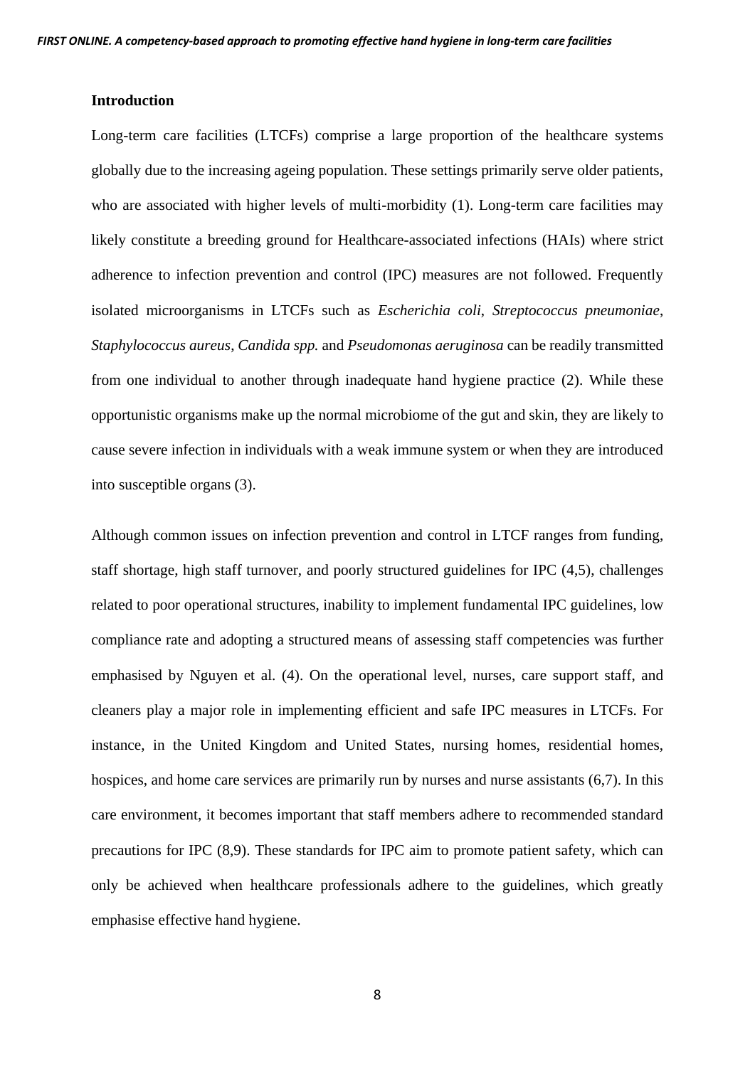## Introduction

Long-term care facilities (LTCFs) comprise a large proportion of the healthcare systems globally due to the increasing ageing population. These settings primarily serve older patients, who are associated with higher levels of multi-morbidity (1). Long-term care facilities may likely constitute a breeding ground for Healthcare-associated infections (HAIs) where strict adherence to infection prevention and control (IPC) measures are not followed. Frequently isolated microorganisms in LTCFs such as *Escherichia coli*, *Streptococcus pneumoniae*, *Staphylococcus aureus*, *Candida spp.* and *Pseudomonas aeruginosa* can be readily transmitted from one individual to another through inadequate hand hygiene practice (2). While these opportunistic organisms make up the normal microbiome of the gut and skin, they are likely to cause severe infection in individuals with a weak immune system or when they are introduced into susceptible organs (3).

Although common issues on infection prevention and control in LTCF ranges from funding, staff shortage, high staff turnover, and poorly structured guidelines for IPC (4,5), challenges related to poor operational structures, inability to implement fundamental IPC guidelines, low compliance rate and adopting a structured means of assessing staff competencies was further emphasised by Nguyen et al. (4). On the operational level, nurses, care support staff, and cleaners play a major role in implementing efficient and safe IPC measures in LTCFs. For instance, in the United Kingdom and United States, nursing homes, residential homes, hospices, and home care services are primarily run by nurses and nurse assistants (6,7). In this care environment, it becomes important that staff members adhere to recommended standard precautions for IPC (8,9). These standards for IPC aim to promote patient safety, which can only be achieved when healthcare professionals adhere to the guidelines, which greatly emphasise effective hand hygiene.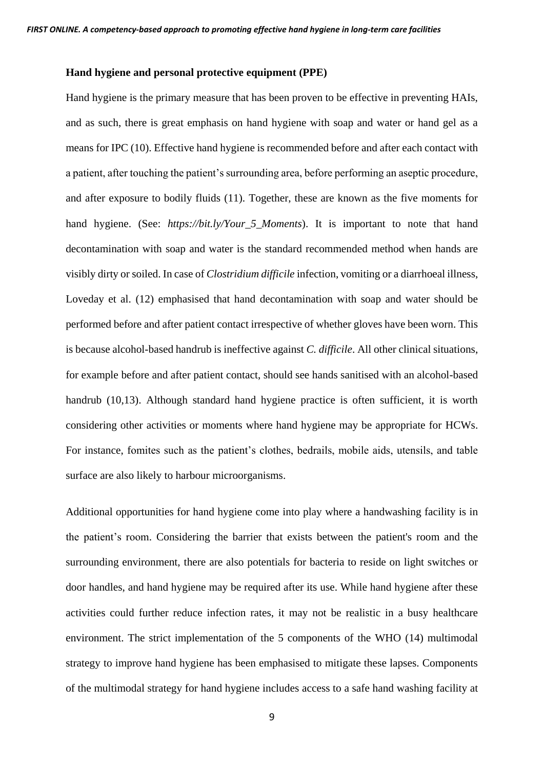**Hand hygiene and personal protective equipment (PPE)**

Hand hygiene is the primary measure that has been proven to be effective in preventing HAIs, and as such, there is great emphasis on hand hygiene with soap and water or hand gel as a means for IPC (10). Effective hand hygiene is recommended before and after each contact with a patient, after touching the patient's surrounding area, before performing an aseptic procedure, and after exposure to bodily fluids (11). Together, these are known as the five moments for hand hygiene. (See: *https://bit.ly/Your_5_Moments*). It is important to note that hand decontamination with soap and water is the standard recommended method when hands are visibly dirty or soiled. In case of *Clostridium difficile* infection, vomiting or a diarrhoeal illness, Loveday et al. (12) emphasised that hand decontamination with soap and water should be performed before and after patient contact irrespective of whether gloves have been worn. This is because alcohol-based handrub is ineffective against *C. difficile*. All other clinical situations, for example before and after patient contact, should see hands sanitised with an alcohol-based handrub (10,13). Although standard hand hygiene practice is often sufficient, it is worth considering other activities or moments where hand hygiene may be appropriate for HCWs. For instance, fomites such as the patient's clothes, bedrails, mobile aids, utensils, and table surface are also likely to harbour microorganisms.

Additional opportunities for hand hygiene come into play where a handwashing facility is in the patient's room. Considering the barrier that exists between the patient's room and the surrounding environment, there are also potentials for bacteria to reside on light switches or door handles, and hand hygiene may be required after its use. While hand hygiene after these activities could further reduce infection rates, it may not be realistic in a busy healthcare environment. The strict implementation of the 5 components of the WHO (14) multimodal strategy to improve hand hygiene has been emphasised to mitigate these lapses. Components of the multimodal strategy for hand hygiene includes access to a safe hand washing facility at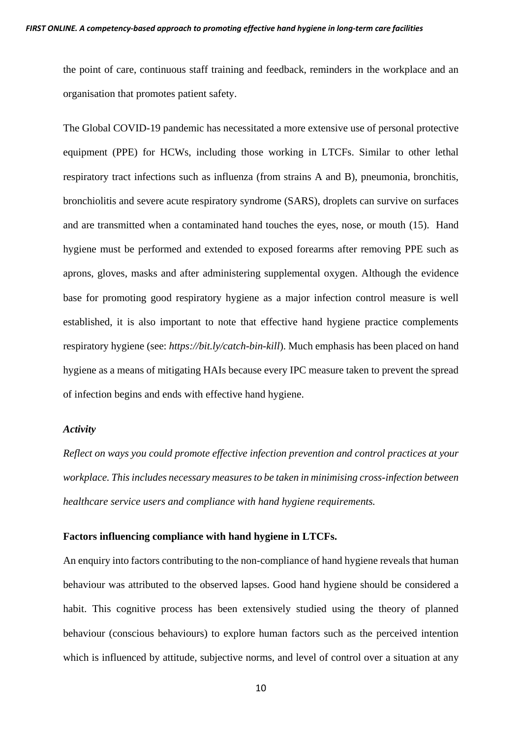the point of care, continuous staff training and feedback, reminders in the workplace and an organisation that promotes patient safety.

The Global COVID-19 pandemic has necessitated a more extensive use of personal protective equipment (PPE) for HCWs, including those working in LTCFs. Similar to other lethal respiratory tract infections such as influenza (from strains A and B), pneumonia, bronchitis, bronchiolitis and severe acute respiratory syndrome (SARS), droplets can survive on surfaces and are transmitted when a contaminated hand touches the eyes, nose, or mouth (15). Hand hygiene must be performed and extended to exposed forearms after removing PPE such as aprons, gloves, masks and after administering supplemental oxygen. Although the evidence base for promoting good respiratory hygiene as a major infection control measure is well established, it is also important to note that effective hand hygiene practice complements respiratory hygiene (see: *https://bit.ly/catch-bin-kill*). Much emphasis has been placed on hand hygiene as a means of mitigating HAIs because every IPC measure taken to prevent the spread of infection begins and ends with effective hand hygiene.

***Activity***

*Reflect on ways you could promote effective infection prevention and control practices at your workplace. This includes necessary measures to be taken in minimising cross-infection between healthcare service users and compliance with hand hygiene requirements.*

**Factors influencing compliance with hand hygiene in LTCFs.**

An enquiry into factors contributing to the non-compliance of hand hygiene reveals that human behaviour was attributed to the observed lapses. Good hand hygiene should be considered a habit. This cognitive process has been extensively studied using the theory of planned behaviour (conscious behaviours) to explore human factors such as the perceived intention which is influenced by attitude, subjective norms, and level of control over a situation at any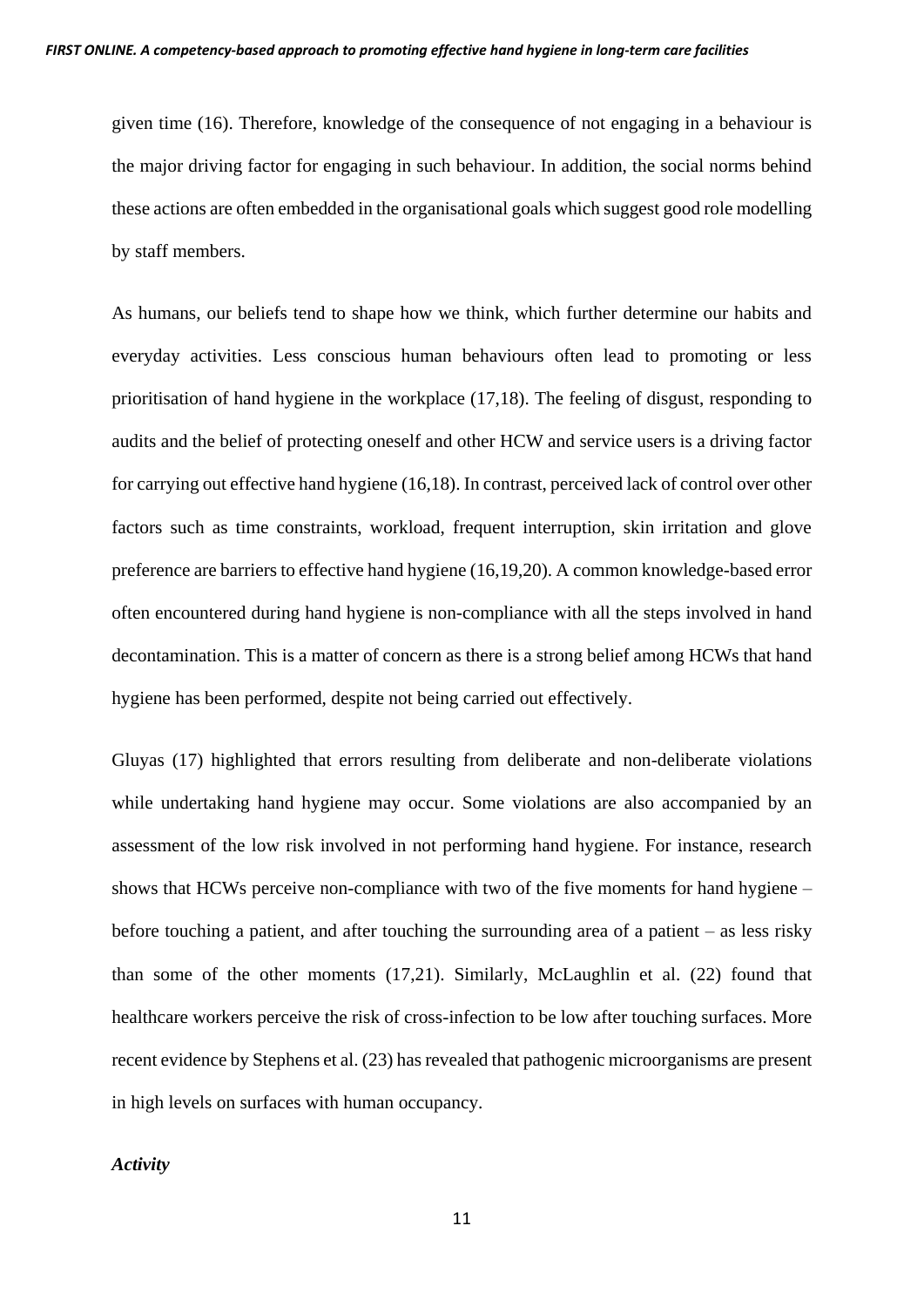given time (16). Therefore, knowledge of the consequence of not engaging in a behaviour is the major driving factor for engaging in such behaviour. In addition, the social norms behind these actions are often embedded in the organisational goals which suggest good role modelling by staff members.

As humans, our beliefs tend to shape how we think, which further determine our habits and everyday activities. Less conscious human behaviours often lead to promoting or less prioritisation of hand hygiene in the workplace (17,18). The feeling of disgust, responding to audits and the belief of protecting oneself and other HCW and service users is a driving factor for carrying out effective hand hygiene (16,18). In contrast, perceived lack of control over other factors such as time constraints, workload, frequent interruption, skin irritation and glove preference are barriers to effective hand hygiene (16,19,20). A common knowledge-based error often encountered during hand hygiene is non-compliance with all the steps involved in hand decontamination. This is a matter of concern as there is a strong belief among HCWs that hand hygiene has been performed, despite not being carried out effectively.

Gluyas (17) highlighted that errors resulting from deliberate and non-deliberate violations while undertaking hand hygiene may occur. Some violations are also accompanied by an assessment of the low risk involved in not performing hand hygiene. For instance, research shows that HCWs perceive non-compliance with two of the five moments for hand hygiene – before touching a patient, and after touching the surrounding area of a patient – as less risky than some of the other moments (17,21). Similarly, McLaughlin et al. (22) found that healthcare workers perceive the risk of cross-infection to be low after touching surfaces. More recent evidence by Stephens et al. (23) has revealed that pathogenic microorganisms are present in high levels on surfaces with human occupancy.

***Activity***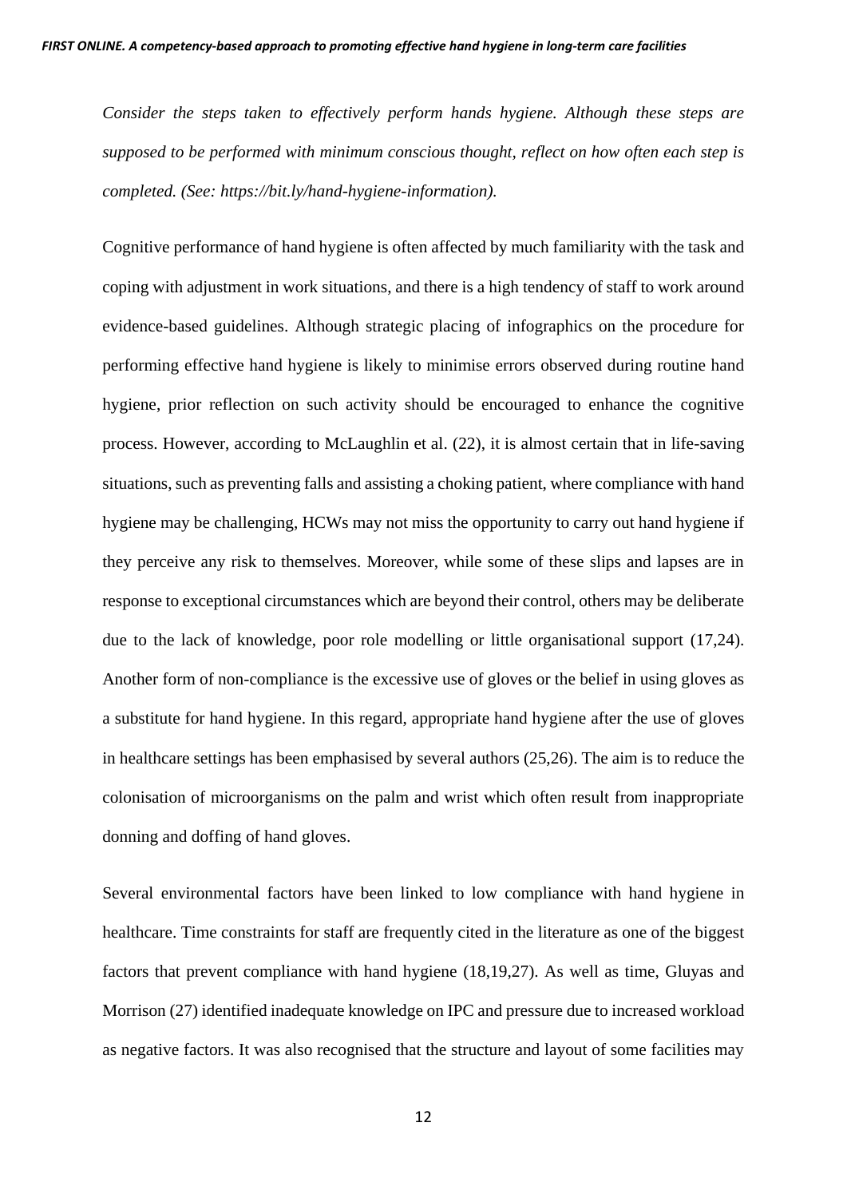*Consider the steps taken to effectively perform hands hygiene. Although these steps are supposed to be performed with minimum conscious thought, reflect on how often each step is completed. (See: https://bit.ly/hand-hygiene-information).*

Cognitive performance of hand hygiene is often affected by much familiarity with the task and coping with adjustment in work situations, and there is a high tendency of staff to work around evidence-based guidelines. Although strategic placing of infographics on the procedure for performing effective hand hygiene is likely to minimise errors observed during routine hand hygiene, prior reflection on such activity should be encouraged to enhance the cognitive process. However, according to McLaughlin et al. (22), it is almost certain that in life-saving situations, such as preventing falls and assisting a choking patient, where compliance with hand hygiene may be challenging, HCWs may not miss the opportunity to carry out hand hygiene if they perceive any risk to themselves. Moreover, while some of these slips and lapses are in response to exceptional circumstances which are beyond their control, others may be deliberate due to the lack of knowledge, poor role modelling or little organisational support (17,24). Another form of non-compliance is the excessive use of gloves or the belief in using gloves as a substitute for hand hygiene. In this regard, appropriate hand hygiene after the use of gloves in healthcare settings has been emphasised by several authors (25,26). The aim is to reduce the colonisation of microorganisms on the palm and wrist which often result from inappropriate donning and doffing of hand gloves.

Several environmental factors have been linked to low compliance with hand hygiene in healthcare. Time constraints for staff are frequently cited in the literature as one of the biggest factors that prevent compliance with hand hygiene (18,19,27). As well as time, Gluyas and Morrison (27) identified inadequate knowledge on IPC and pressure due to increased workload as negative factors. It was also recognised that the structure and layout of some facilities may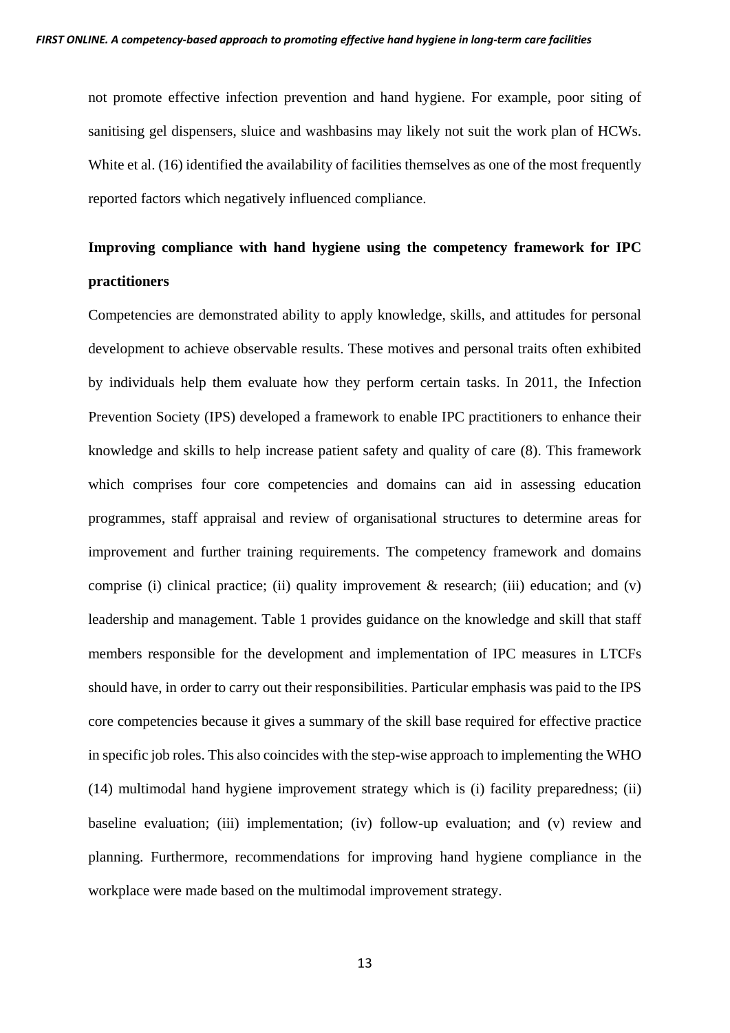not promote effective infection prevention and hand hygiene. For example, poor siting of sanitising gel dispensers, sluice and washbasins may likely not suit the work plan of HCWs. White et al. (16) identified the availability of facilities themselves as one of the most frequently reported factors which negatively influenced compliance.

## Improving compliance with hand hygiene using the competency framework for IPC practitioners

Competencies are demonstrated ability to apply knowledge, skills, and attitudes for personal development to achieve observable results. These motives and personal traits often exhibited by individuals help them evaluate how they perform certain tasks. In 2011, the Infection Prevention Society (IPS) developed a framework to enable IPC practitioners to enhance their knowledge and skills to help increase patient safety and quality of care (8). This framework which comprises four core competencies and domains can aid in assessing education programmes, staff appraisal and review of organisational structures to determine areas for improvement and further training requirements. The competency framework and domains comprise (i) clinical practice; (ii) quality improvement & research; (iii) education; and (v) leadership and management. Table 1 provides guidance on the knowledge and skill that staff members responsible for the development and implementation of IPC measures in LTCFs should have, in order to carry out their responsibilities. Particular emphasis was paid to the IPS core competencies because it gives a summary of the skill base required for effective practice in specific job roles. This also coincides with the step-wise approach to implementing the WHO (14) multimodal hand hygiene improvement strategy which is (i) facility preparedness; (ii) baseline evaluation; (iii) implementation; (iv) follow-up evaluation; and (v) review and planning. Furthermore, recommendations for improving hand hygiene compliance in the workplace were made based on the multimodal improvement strategy.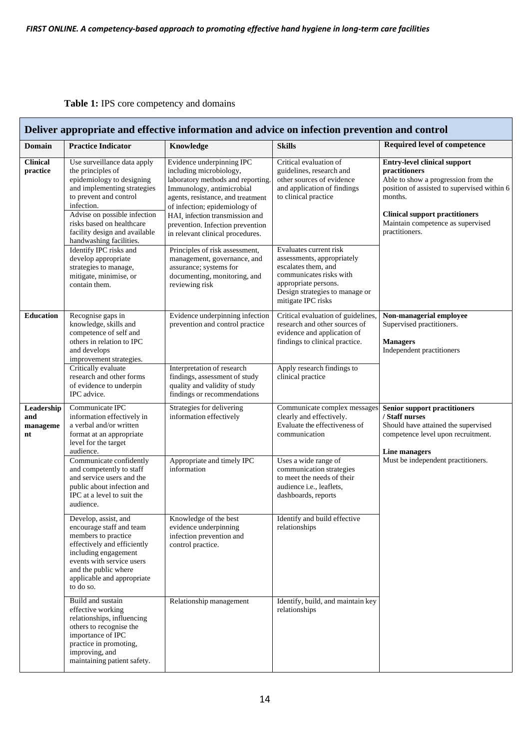**Table 1:** IPS core competency and domains

| Deliver appropriate and effective information and advice on infection prevention and control | | | | |
|---|---|---|---|---|
| **Domain** | **Practice Indicator** | **Knowledge** | **Skills** | **Required level of competence** |
| **Clinical practice** | Use surveillance data apply the principles of epidemiology to designing and implementing strategies to prevent and control infection. Advise on possible infection risks based on healthcare facility design and available handwashing facilities. | Evidence underpinning IPC including microbiology, laboratory methods and reporting. Immunology, antimicrobial agents, resistance, and treatment of infection; epidemiology of HAI, infection transmission and prevention. Infection prevention in relevant clinical procedures. | Critical evaluation of guidelines, research and other sources of evidence and application of findings to clinical practice | **Entry-level clinical support practitioners** Able to show a progression from the position of assisted to supervised within 6 months. **Clinical support practitioners** Maintain competence as supervised practitioners. |
| | Identify IPC risks and develop appropriate strategies to manage, mitigate, minimise, or contain them. | Principles of risk assessment, management, governance, and assurance; systems for documenting, monitoring, and reviewing risk | Evaluates current risk assessments, appropriately escalates them, and communicates risks with appropriate persons. Design strategies to manage or mitigate IPC risks | |
| **Education** | Recognise gaps in knowledge, skills and competence of self and others in relation to IPC and develops improvement strategies. | Evidence underpinning infection prevention and control practice | Critical evaluation of guidelines, research and other sources of evidence and application of findings to clinical practice. | **Non-managerial employee** Supervised practitioners. **Managers** Independent practitioners |
| | Critically evaluate research and other forms of evidence to underpin IPC advice. | Interpretation of research findings, assessment of study quality and validity of study findings or recommendations | Apply research findings to clinical practice | |
| **Leadership and management** | Communicate IPC information effectively in a verbal and/or written format at an appropriate level for the target audience. | Strategies for delivering information effectively | Communicate complex messages clearly and effectively. Evaluate the effectiveness of communication | **Senior support practitioners / Staff nurses** Should have attained the supervised competence level upon recruitment. **Line managers** Must be independent practitioners. |
| | Communicate confidently and competently to staff and service users and the public about infection and IPC at a level to suit the audience. | Appropriate and timely IPC information | Uses a wide range of communication strategies to meet the needs of their audience i.e., leaflets, dashboards, reports | |
| | Develop, assist, and encourage staff and team members to practice effectively and efficiently including engagement events with service users and the public where applicable and appropriate to do so. | Knowledge of the best evidence underpinning infection prevention and control practice. | Identify and build effective relationships | |
| | Build and sustain effective working relationships, influencing others to recognise the importance of IPC practice in promoting, improving, and maintaining patient safety. | Relationship management | Identify, build, and maintain key relationships | |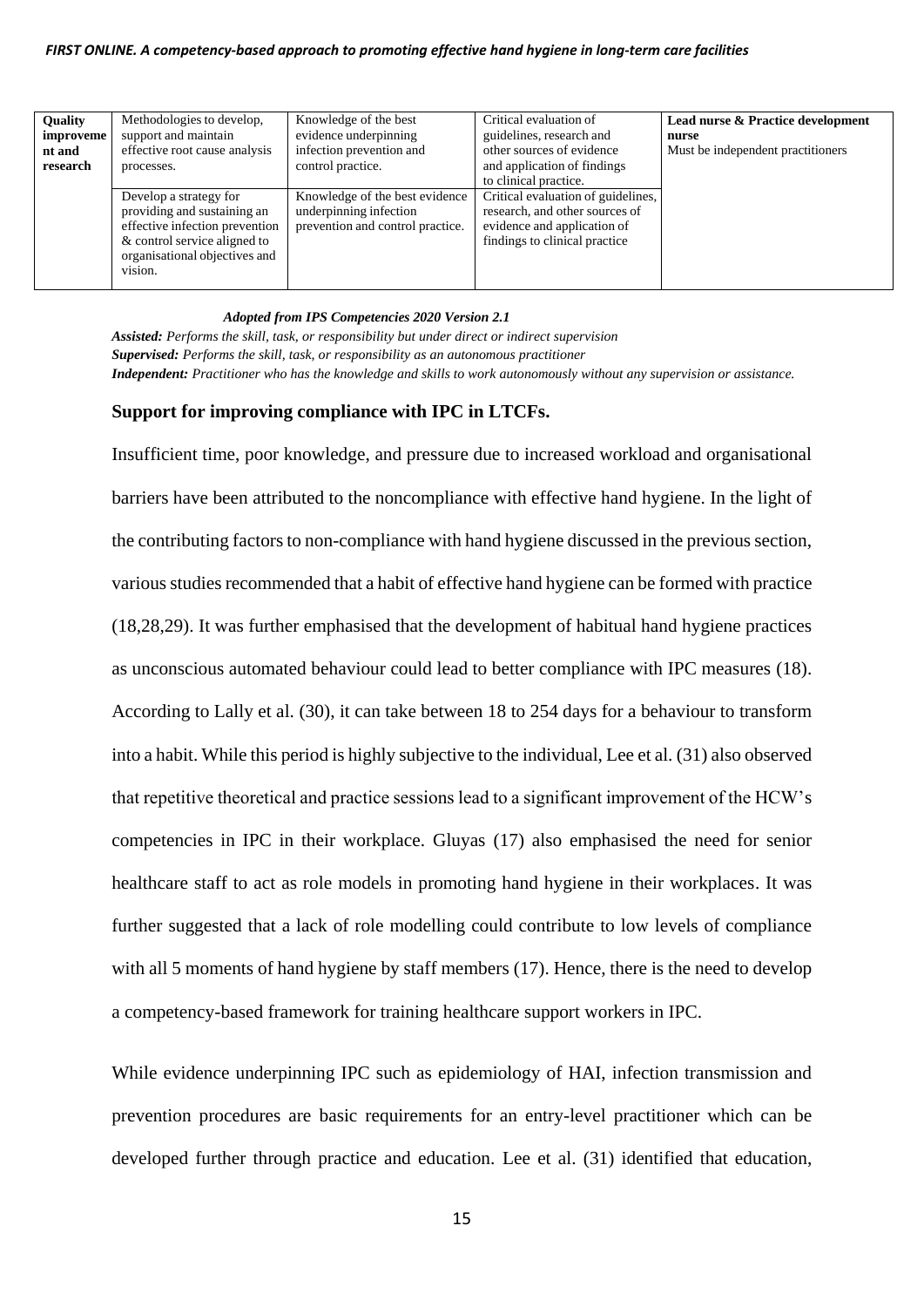| Quality improvement and research | Methodologies to develop, support and maintain effective root cause analysis processes. | Knowledge of the best evidence underpinning infection prevention and control practice. | Critical evaluation of guidelines, research and other sources of evidence and application of findings to clinical practice. | **Lead nurse & Practice development nurse** Must be independent practitioners |
|---|---|---|---|---|
| | Develop a strategy for providing and sustaining an effective infection prevention & control service aligned to organisational objectives and vision. | Knowledge of the best evidence underpinning infection prevention and control practice. | Critical evaluation of guidelines, research, and other sources of evidence and application of findings to clinical practice | |

***Adopted from IPS Competencies 2020 Version 2.1***

***Assisted:*** *Performs the skill, task, or responsibility but under direct or indirect supervision*
***Supervised:*** *Performs the skill, task, or responsibility as an autonomous practitioner*
***Independent:*** *Practitioner who has the knowledge and skills to work autonomously without any supervision or assistance.*

### Support for improving compliance with IPC in LTCFs.

Insufficient time, poor knowledge, and pressure due to increased workload and organisational barriers have been attributed to the noncompliance with effective hand hygiene. In the light of the contributing factors to non-compliance with hand hygiene discussed in the previous section, various studies recommended that a habit of effective hand hygiene can be formed with practice (18,28,29). It was further emphasised that the development of habitual hand hygiene practices as unconscious automated behaviour could lead to better compliance with IPC measures (18). According to Lally et al. (30), it can take between 18 to 254 days for a behaviour to transform into a habit. While this period is highly subjective to the individual, Lee et al. (31) also observed that repetitive theoretical and practice sessions lead to a significant improvement of the HCW's competencies in IPC in their workplace. Gluyas (17) also emphasised the need for senior healthcare staff to act as role models in promoting hand hygiene in their workplaces. It was further suggested that a lack of role modelling could contribute to low levels of compliance with all 5 moments of hand hygiene by staff members (17). Hence, there is the need to develop a competency-based framework for training healthcare support workers in IPC.

While evidence underpinning IPC such as epidemiology of HAI, infection transmission and prevention procedures are basic requirements for an entry-level practitioner which can be developed further through practice and education. Lee et al. (31) identified that education,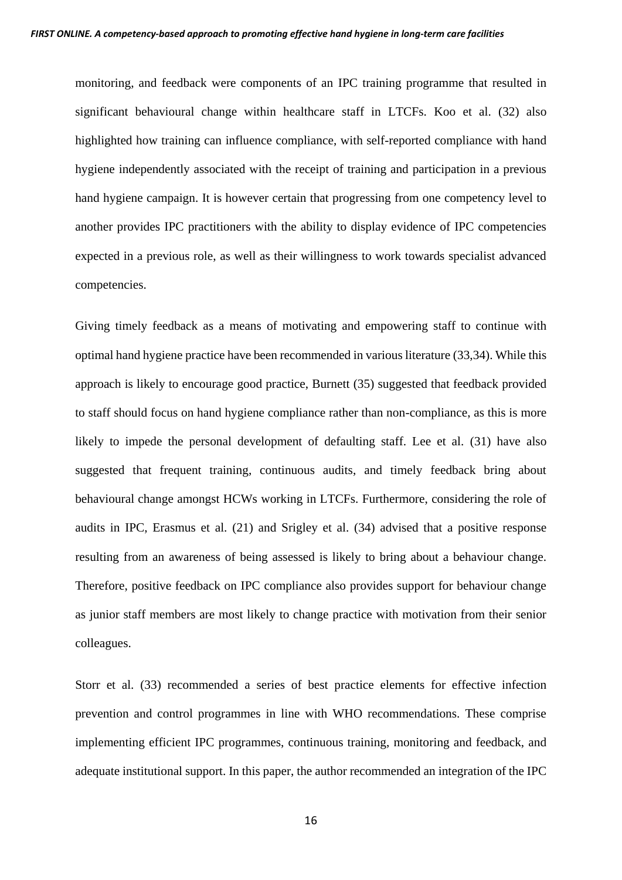monitoring, and feedback were components of an IPC training programme that resulted in significant behavioural change within healthcare staff in LTCFs. Koo et al. (32) also highlighted how training can influence compliance, with self-reported compliance with hand hygiene independently associated with the receipt of training and participation in a previous hand hygiene campaign. It is however certain that progressing from one competency level to another provides IPC practitioners with the ability to display evidence of IPC competencies expected in a previous role, as well as their willingness to work towards specialist advanced competencies.

Giving timely feedback as a means of motivating and empowering staff to continue with optimal hand hygiene practice have been recommended in various literature (33,34). While this approach is likely to encourage good practice, Burnett (35) suggested that feedback provided to staff should focus on hand hygiene compliance rather than non-compliance, as this is more likely to impede the personal development of defaulting staff. Lee et al. (31) have also suggested that frequent training, continuous audits, and timely feedback bring about behavioural change amongst HCWs working in LTCFs. Furthermore, considering the role of audits in IPC, Erasmus et al. (21) and Srigley et al. (34) advised that a positive response resulting from an awareness of being assessed is likely to bring about a behaviour change. Therefore, positive feedback on IPC compliance also provides support for behaviour change as junior staff members are most likely to change practice with motivation from their senior colleagues.

Storr et al. (33) recommended a series of best practice elements for effective infection prevention and control programmes in line with WHO recommendations. These comprise implementing efficient IPC programmes, continuous training, monitoring and feedback, and adequate institutional support. In this paper, the author recommended an integration of the IPC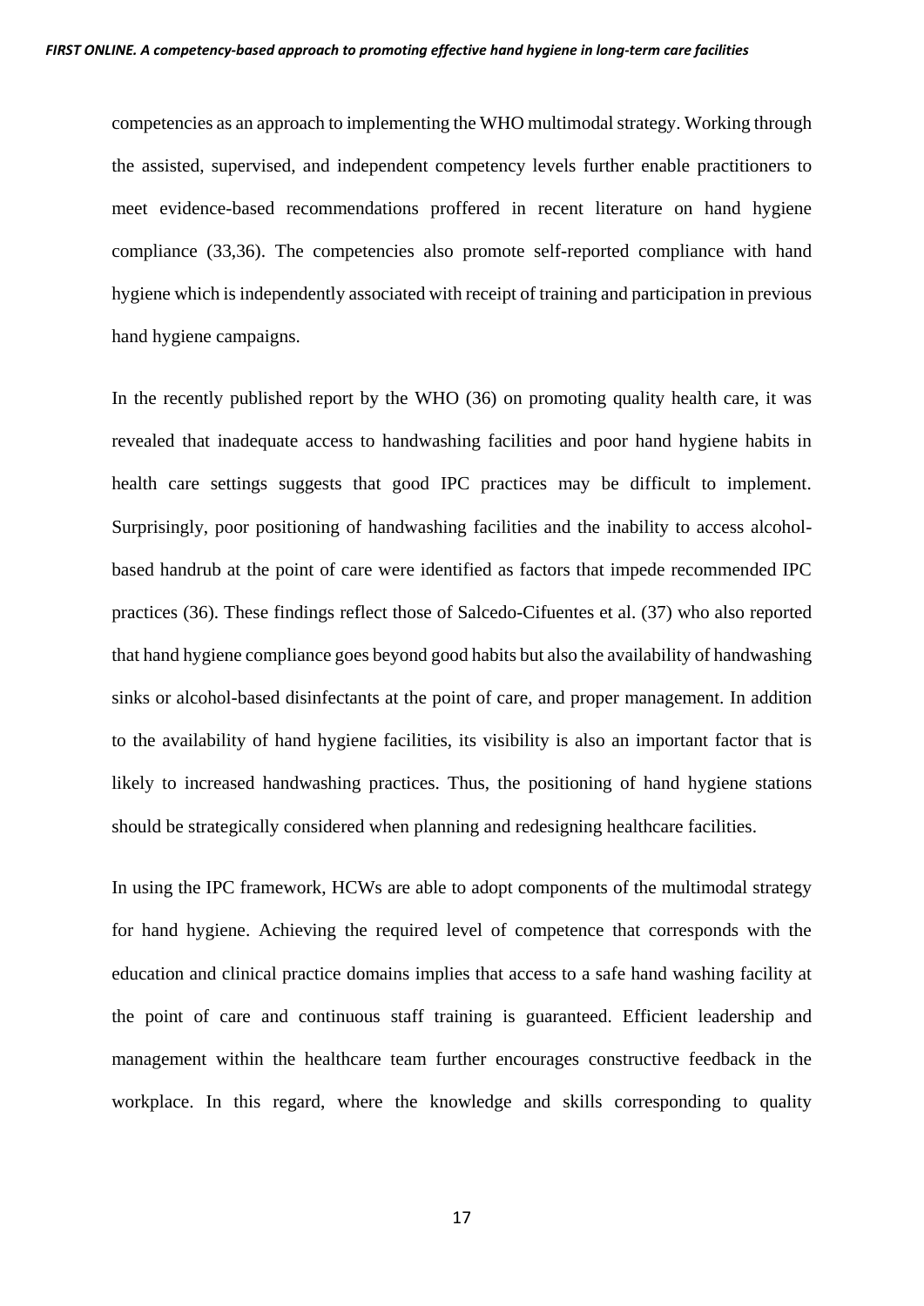competencies as an approach to implementing the WHO multimodal strategy. Working through the assisted, supervised, and independent competency levels further enable practitioners to meet evidence-based recommendations proffered in recent literature on hand hygiene compliance (33,36). The competencies also promote self-reported compliance with hand hygiene which is independently associated with receipt of training and participation in previous hand hygiene campaigns.

In the recently published report by the WHO (36) on promoting quality health care, it was revealed that inadequate access to handwashing facilities and poor hand hygiene habits in health care settings suggests that good IPC practices may be difficult to implement. Surprisingly, poor positioning of handwashing facilities and the inability to access alcohol-based handrub at the point of care were identified as factors that impede recommended IPC practices (36). These findings reflect those of Salcedo-Cifuentes et al. (37) who also reported that hand hygiene compliance goes beyond good habits but also the availability of handwashing sinks or alcohol-based disinfectants at the point of care, and proper management. In addition to the availability of hand hygiene facilities, its visibility is also an important factor that is likely to increased handwashing practices. Thus, the positioning of hand hygiene stations should be strategically considered when planning and redesigning healthcare facilities.

In using the IPC framework, HCWs are able to adopt components of the multimodal strategy for hand hygiene. Achieving the required level of competence that corresponds with the education and clinical practice domains implies that access to a safe hand washing facility at the point of care and continuous staff training is guaranteed. Efficient leadership and management within the healthcare team further encourages constructive feedback in the workplace. In this regard, where the knowledge and skills corresponding to quality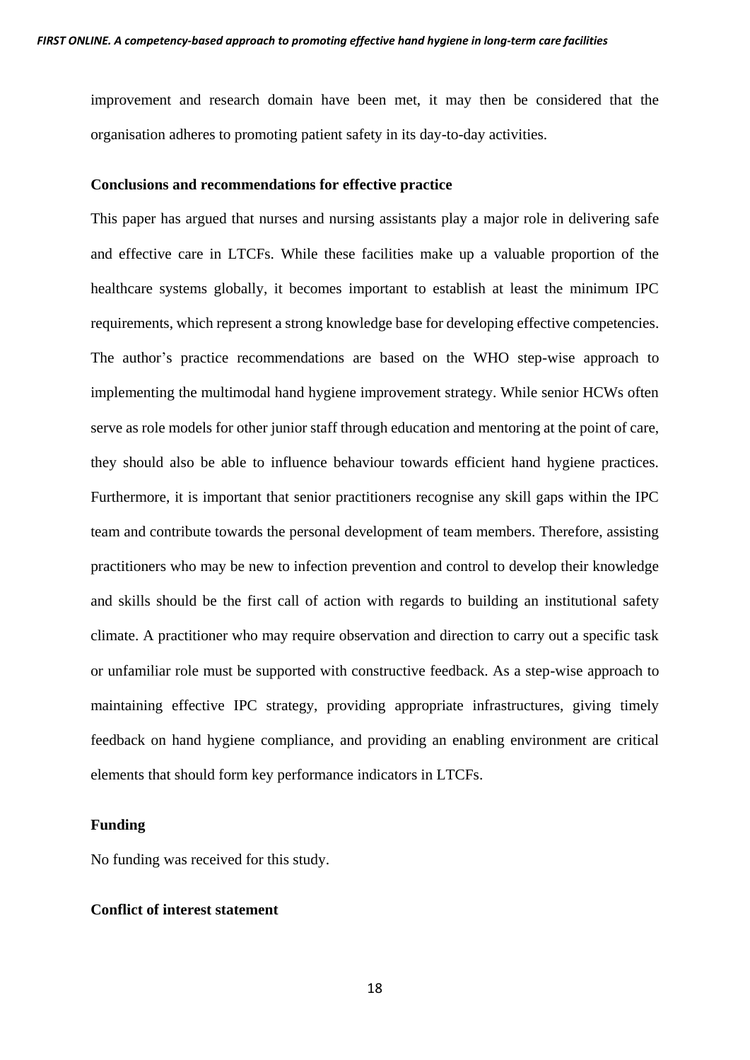improvement and research domain have been met, it may then be considered that the organisation adheres to promoting patient safety in its day-to-day activities.

**Conclusions and recommendations for effective practice**

This paper has argued that nurses and nursing assistants play a major role in delivering safe and effective care in LTCFs. While these facilities make up a valuable proportion of the healthcare systems globally, it becomes important to establish at least the minimum IPC requirements, which represent a strong knowledge base for developing effective competencies. The author's practice recommendations are based on the WHO step-wise approach to implementing the multimodal hand hygiene improvement strategy. While senior HCWs often serve as role models for other junior staff through education and mentoring at the point of care, they should also be able to influence behaviour towards efficient hand hygiene practices. Furthermore, it is important that senior practitioners recognise any skill gaps within the IPC team and contribute towards the personal development of team members. Therefore, assisting practitioners who may be new to infection prevention and control to develop their knowledge and skills should be the first call of action with regards to building an institutional safety climate. A practitioner who may require observation and direction to carry out a specific task or unfamiliar role must be supported with constructive feedback. As a step-wise approach to maintaining effective IPC strategy, providing appropriate infrastructures, giving timely feedback on hand hygiene compliance, and providing an enabling environment are critical elements that should form key performance indicators in LTCFs.

**Funding**

No funding was received for this study.

**Conflict of interest statement**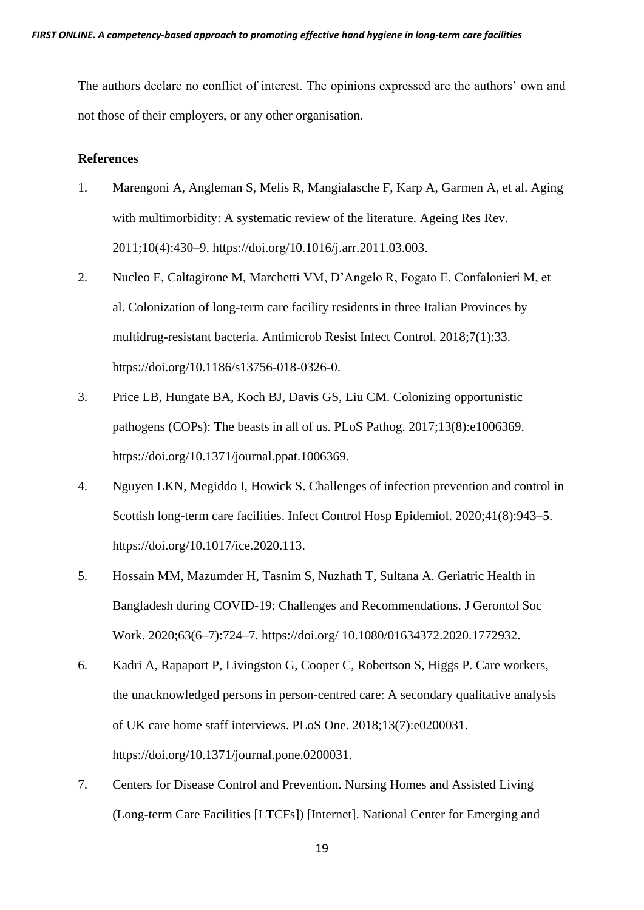The authors declare no conflict of interest. The opinions expressed are the authors' own and not those of their employers, or any other organisation.

**References**

1. Marengoni A, Angleman S, Melis R, Mangialasche F, Karp A, Garmen A, et al. Aging with multimorbidity: A systematic review of the literature. Ageing Res Rev. 2011;10(4):430–9. https://doi.org/10.1016/j.arr.2011.03.003.
2. Nucleo E, Caltagirone M, Marchetti VM, D'Angelo R, Fogato E, Confalonieri M, et al. Colonization of long-term care facility residents in three Italian Provinces by multidrug-resistant bacteria. Antimicrob Resist Infect Control. 2018;7(1):33. https://doi.org/10.1186/s13756-018-0326-0.
3. Price LB, Hungate BA, Koch BJ, Davis GS, Liu CM. Colonizing opportunistic pathogens (COPs): The beasts in all of us. PLoS Pathog. 2017;13(8):e1006369. https://doi.org/10.1371/journal.ppat.1006369.
4. Nguyen LKN, Megiddo I, Howick S. Challenges of infection prevention and control in Scottish long-term care facilities. Infect Control Hosp Epidemiol. 2020;41(8):943–5. https://doi.org/10.1017/ice.2020.113.
5. Hossain MM, Mazumder H, Tasnim S, Nuzhath T, Sultana A. Geriatric Health in Bangladesh during COVID-19: Challenges and Recommendations. J Gerontol Soc Work. 2020;63(6–7):724–7. https://doi.org/ 10.1080/01634372.2020.1772932.
6. Kadri A, Rapaport P, Livingston G, Cooper C, Robertson S, Higgs P. Care workers, the unacknowledged persons in person-centred care: A secondary qualitative analysis of UK care home staff interviews. PLoS One. 2018;13(7):e0200031. https://doi.org/10.1371/journal.pone.0200031.
7. Centers for Disease Control and Prevention. Nursing Homes and Assisted Living (Long-term Care Facilities [LTCFs]) [Internet]. National Center for Emerging and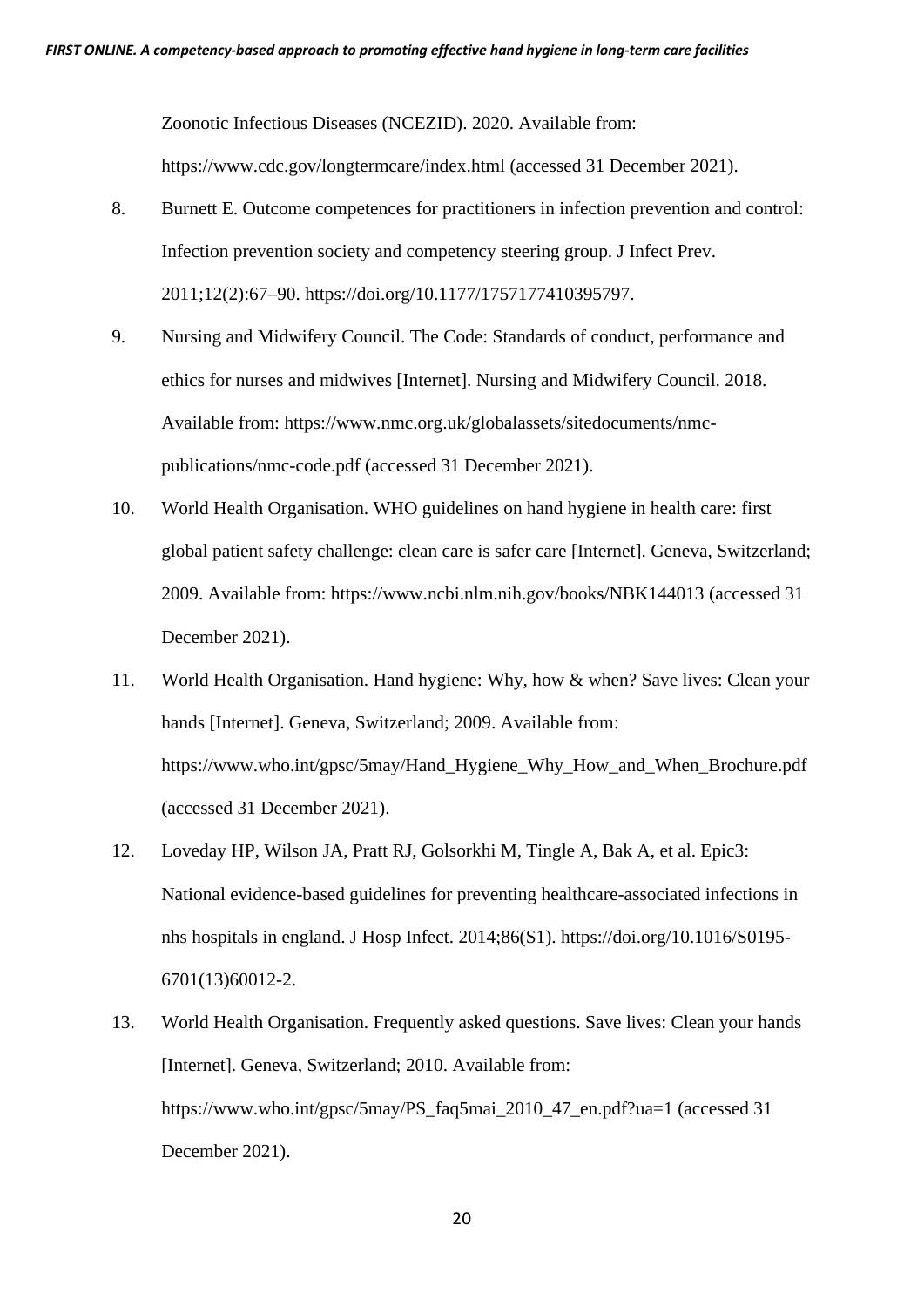Zoonotic Infectious Diseases (NCEZID). 2020. Available from: https://www.cdc.gov/longtermcare/index.html (accessed 31 December 2021).

8. Burnett E. Outcome competences for practitioners in infection prevention and control: Infection prevention society and competency steering group. J Infect Prev. 2011;12(2):67–90. https://doi.org/10.1177/1757177410395797.

9. Nursing and Midwifery Council. The Code: Standards of conduct, performance and ethics for nurses and midwives [Internet]. Nursing and Midwifery Council. 2018. Available from: https://www.nmc.org.uk/globalassets/sitedocuments/nmc-publications/nmc-code.pdf (accessed 31 December 2021).

10. World Health Organisation. WHO guidelines on hand hygiene in health care: first global patient safety challenge: clean care is safer care [Internet]. Geneva, Switzerland; 2009. Available from: https://www.ncbi.nlm.nih.gov/books/NBK144013 (accessed 31 December 2021).

11. World Health Organisation. Hand hygiene: Why, how & when? Save lives: Clean your hands [Internet]. Geneva, Switzerland; 2009. Available from: https://www.who.int/gpsc/5may/Hand_Hygiene_Why_How_and_When_Brochure.pdf (accessed 31 December 2021).

12. Loveday HP, Wilson JA, Pratt RJ, Golsorkhi M, Tingle A, Bak A, et al. Epic3: National evidence-based guidelines for preventing healthcare-associated infections in nhs hospitals in england. J Hosp Infect. 2014;86(S1). https://doi.org/10.1016/S0195-6701(13)60012-2.

13. World Health Organisation. Frequently asked questions. Save lives: Clean your hands [Internet]. Geneva, Switzerland; 2010. Available from: https://www.who.int/gpsc/5may/PS_faq5mai_2010_47_en.pdf?ua=1 (accessed 31 December 2021).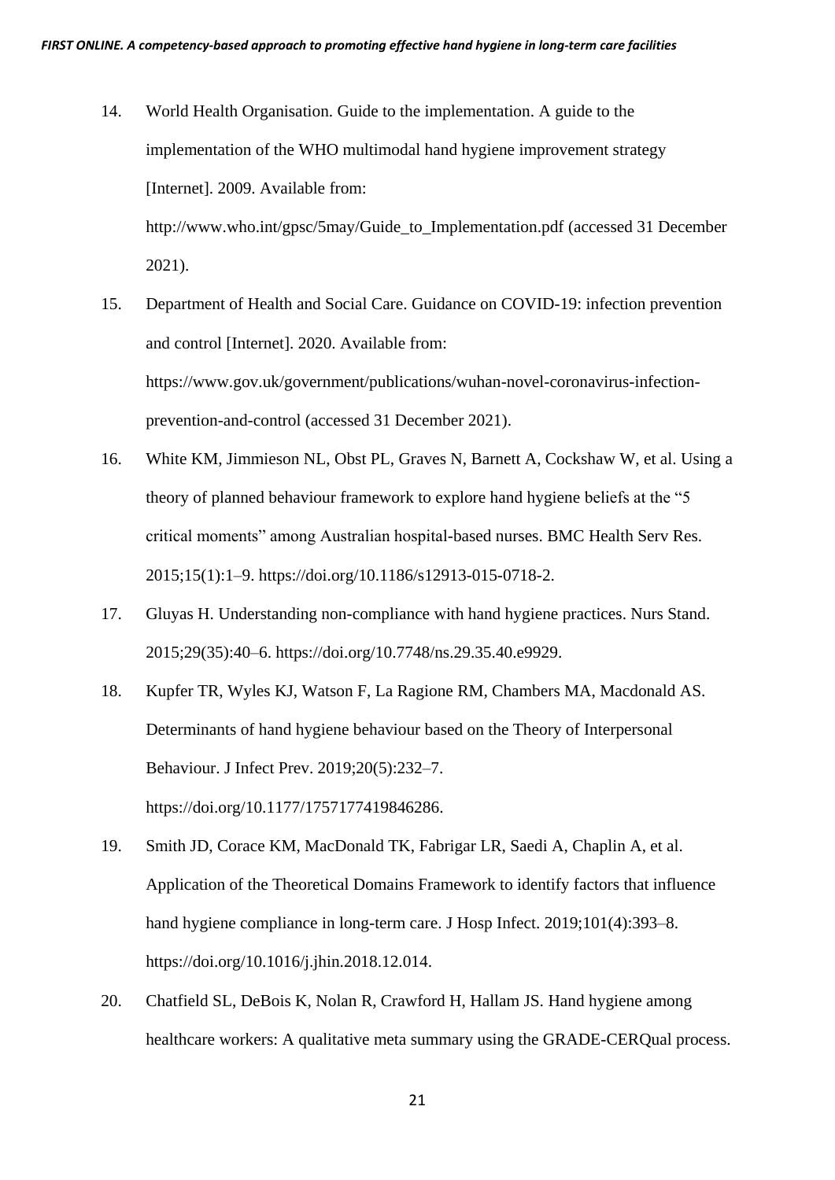14. World Health Organisation. Guide to the implementation. A guide to the implementation of the WHO multimodal hand hygiene improvement strategy [Internet]. 2009. Available from: http://www.who.int/gpsc/5may/Guide_to_Implementation.pdf (accessed 31 December 2021).

15. Department of Health and Social Care. Guidance on COVID-19: infection prevention and control [Internet]. 2020. Available from: https://www.gov.uk/government/publications/wuhan-novel-coronavirus-infection-prevention-and-control (accessed 31 December 2021).

16. White KM, Jimmieson NL, Obst PL, Graves N, Barnett A, Cockshaw W, et al. Using a theory of planned behaviour framework to explore hand hygiene beliefs at the "5 critical moments" among Australian hospital-based nurses. BMC Health Serv Res. 2015;15(1):1–9. https://doi.org/10.1186/s12913-015-0718-2.

17. Gluyas H. Understanding non-compliance with hand hygiene practices. Nurs Stand. 2015;29(35):40–6. https://doi.org/10.7748/ns.29.35.40.e9929.

18. Kupfer TR, Wyles KJ, Watson F, La Ragione RM, Chambers MA, Macdonald AS. Determinants of hand hygiene behaviour based on the Theory of Interpersonal Behaviour. J Infect Prev. 2019;20(5):232–7. https://doi.org/10.1177/1757177419846286.

19. Smith JD, Corace KM, MacDonald TK, Fabrigar LR, Saedi A, Chaplin A, et al. Application of the Theoretical Domains Framework to identify factors that influence hand hygiene compliance in long-term care. J Hosp Infect. 2019;101(4):393–8. https://doi.org/10.1016/j.jhin.2018.12.014.

20. Chatfield SL, DeBois K, Nolan R, Crawford H, Hallam JS. Hand hygiene among healthcare workers: A qualitative meta summary using the GRADE-CERQual process.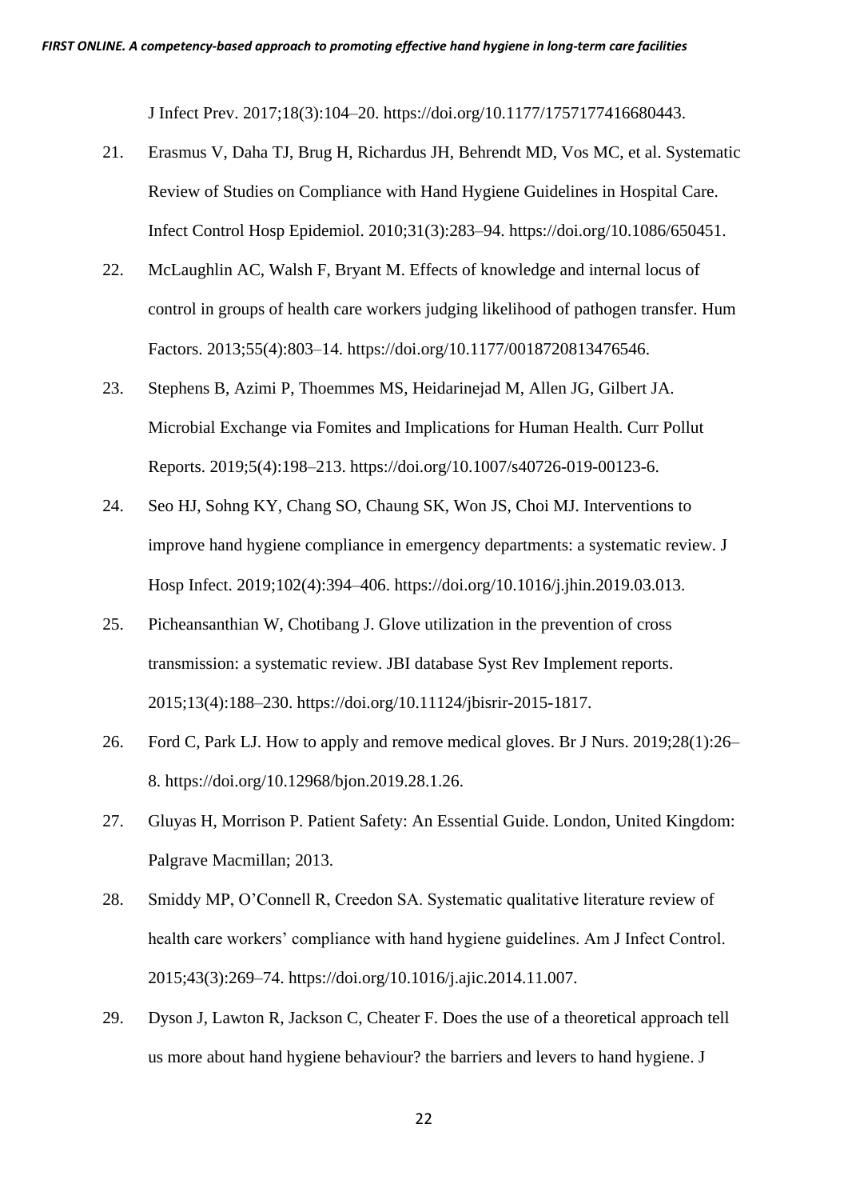J Infect Prev. 2017;18(3):104–20. https://doi.org/10.1177/1757177416680443.

21. Erasmus V, Daha TJ, Brug H, Richardus JH, Behrendt MD, Vos MC, et al. Systematic Review of Studies on Compliance with Hand Hygiene Guidelines in Hospital Care. Infect Control Hosp Epidemiol. 2010;31(3):283–94. https://doi.org/10.1086/650451.

22. McLaughlin AC, Walsh F, Bryant M. Effects of knowledge and internal locus of control in groups of health care workers judging likelihood of pathogen transfer. Hum Factors. 2013;55(4):803–14. https://doi.org/10.1177/0018720813476546.

23. Stephens B, Azimi P, Thoemmes MS, Heidarinejad M, Allen JG, Gilbert JA. Microbial Exchange via Fomites and Implications for Human Health. Curr Pollut Reports. 2019;5(4):198–213. https://doi.org/10.1007/s40726-019-00123-6.

24. Seo HJ, Sohng KY, Chang SO, Chaung SK, Won JS, Choi MJ. Interventions to improve hand hygiene compliance in emergency departments: a systematic review. J Hosp Infect. 2019;102(4):394–406. https://doi.org/10.1016/j.jhin.2019.03.013.

25. Picheansanthian W, Chotibang J. Glove utilization in the prevention of cross transmission: a systematic review. JBI database Syst Rev Implement reports. 2015;13(4):188–230. https://doi.org/10.11124/jbisrir-2015-1817.

26. Ford C, Park LJ. How to apply and remove medical gloves. Br J Nurs. 2019;28(1):26–8. https://doi.org/10.12968/bjon.2019.28.1.26.

27. Gluyas H, Morrison P. Patient Safety: An Essential Guide. London, United Kingdom: Palgrave Macmillan; 2013.

28. Smiddy MP, O'Connell R, Creedon SA. Systematic qualitative literature review of health care workers' compliance with hand hygiene guidelines. Am J Infect Control. 2015;43(3):269–74. https://doi.org/10.1016/j.ajic.2014.11.007.

29. Dyson J, Lawton R, Jackson C, Cheater F. Does the use of a theoretical approach tell us more about hand hygiene behaviour? the barriers and levers to hand hygiene. J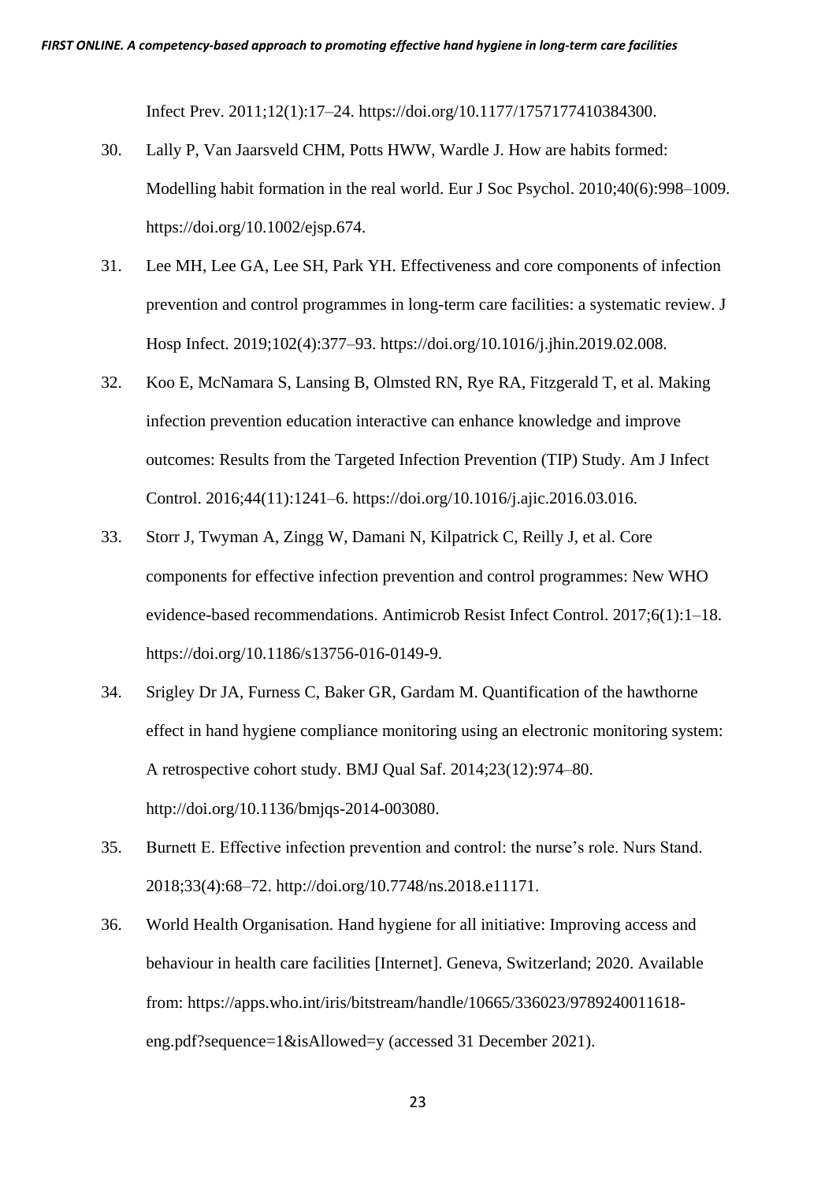Infect Prev. 2011;12(1):17–24. https://doi.org/10.1177/1757177410384300.

30. Lally P, Van Jaarsveld CHM, Potts HWW, Wardle J. How are habits formed: Modelling habit formation in the real world. Eur J Soc Psychol. 2010;40(6):998–1009. https://doi.org/10.1002/ejsp.674.

31. Lee MH, Lee GA, Lee SH, Park YH. Effectiveness and core components of infection prevention and control programmes in long-term care facilities: a systematic review. J Hosp Infect. 2019;102(4):377–93. https://doi.org/10.1016/j.jhin.2019.02.008.

32. Koo E, McNamara S, Lansing B, Olmsted RN, Rye RA, Fitzgerald T, et al. Making infection prevention education interactive can enhance knowledge and improve outcomes: Results from the Targeted Infection Prevention (TIP) Study. Am J Infect Control. 2016;44(11):1241–6. https://doi.org/10.1016/j.ajic.2016.03.016.

33. Storr J, Twyman A, Zingg W, Damani N, Kilpatrick C, Reilly J, et al. Core components for effective infection prevention and control programmes: New WHO evidence-based recommendations. Antimicrob Resist Infect Control. 2017;6(1):1–18. https://doi.org/10.1186/s13756-016-0149-9.

34. Srigley Dr JA, Furness C, Baker GR, Gardam M. Quantification of the hawthorne effect in hand hygiene compliance monitoring using an electronic monitoring system: A retrospective cohort study. BMJ Qual Saf. 2014;23(12):974–80. http://doi.org/10.1136/bmjqs-2014-003080.

35. Burnett E. Effective infection prevention and control: the nurse's role. Nurs Stand. 2018;33(4):68–72. http://doi.org/10.7748/ns.2018.e11171.

36. World Health Organisation. Hand hygiene for all initiative: Improving access and behaviour in health care facilities [Internet]. Geneva, Switzerland; 2020. Available from: https://apps.who.int/iris/bitstream/handle/10665/336023/9789240011618-eng.pdf?sequence=1&isAllowed=y (accessed 31 December 2021).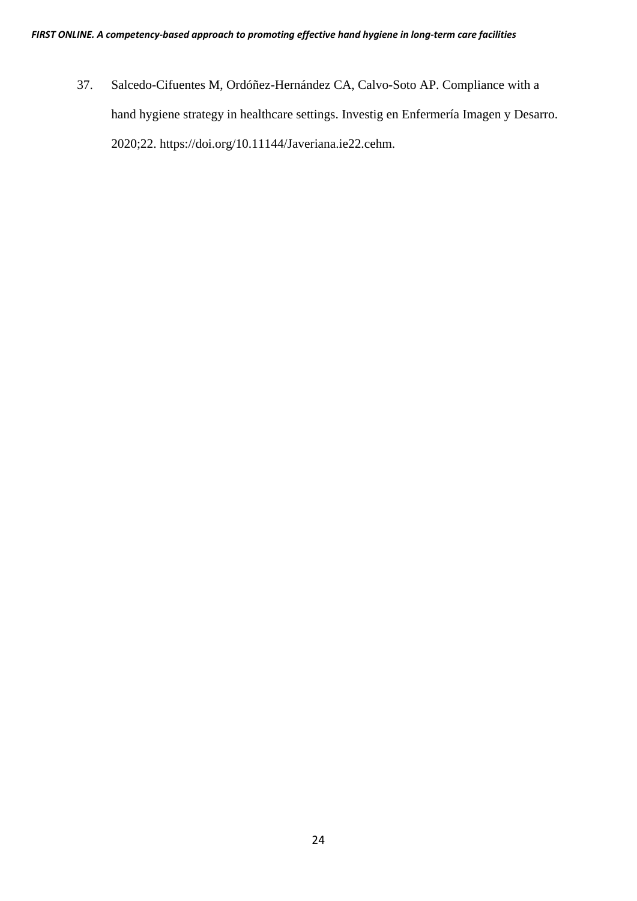37. Salcedo-Cifuentes M, Ordóñez-Hernández CA, Calvo-Soto AP. Compliance with a hand hygiene strategy in healthcare settings. Investig en Enfermería Imagen y Desarro. 2020;22. https://doi.org/10.11144/Javeriana.ie22.cehm.